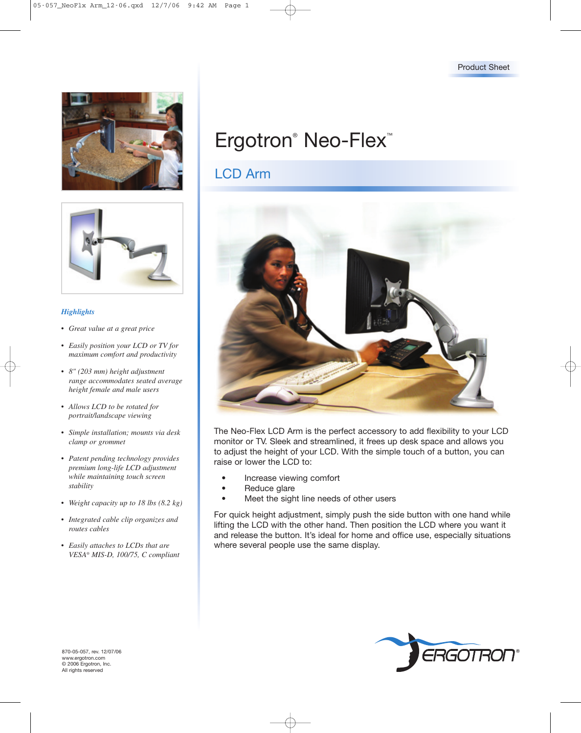Product Sheet

# Ergotron® Neo-Flex™

## LCD Arm

The Neo-Flex LCD Arm is the perfect accessory to add flexibility to your LCD monitor or TV. Sleek and streamlined, it frees up desk space and allows you to adjust the height of your LCD. With the simple touch of a button, you can raise or lower the LCD to:

- Increase viewing comfort
- Reduce glare
- Meet the sight line needs of other users

For quick height adjustment, simply push the side button with one hand while lifting the LCD with the other hand. Then position the LCD where you want it and release the button. It's ideal for home and office use, especially situations where several people use the same display.

### *Highlights*

- *Great value at a great price*
- *Easily position your LCD or TV for maximum comfort and productivity*
- *8" (203 mm) height adjustment range accommodates seated average height female and male users*
- *Allows LCD to be rotated for portrait/landscape viewing*
- *Simple installation; mounts via desk clamp or grommet*
- *Patent pending technology provides premium long-life LCD adjustment while maintaining touch screen stability*
- *Weight capacity up to 18 lbs (8.2 kg)*
- *Integrated cable clip organizes and routes cables*
- *Easily attaches to LCDs that are VESA® MIS-D, 100/75, C compliant*

870-05-057, rev. 12/07/06
www.ergotron.com
© 2006 Ergotron, Inc.
All rights reserved

ERGOTRON®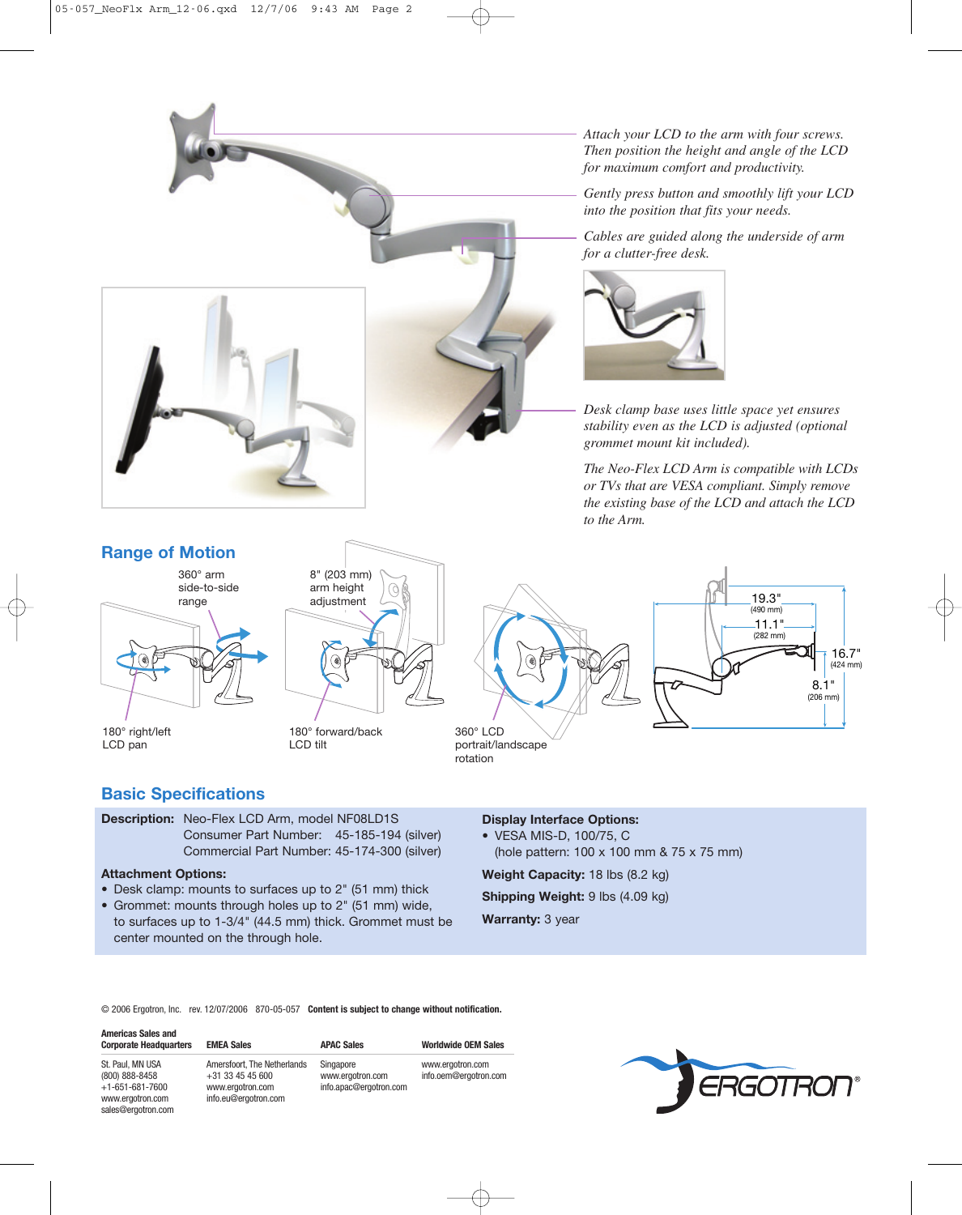*Attach your LCD to the arm with four screws. Then position the height and angle of the LCD for maximum comfort and productivity.*

*Gently press button and smoothly lift your LCD into the position that fits your needs.*

*Cables are guided along the underside of arm for a clutter-free desk.*

*Desk clamp base uses little space yet ensures stability even as the LCD is adjusted (optional grommet mount kit included).*

*The Neo-Flex LCD Arm is compatible with LCDs or TVs that are VESA compliant. Simply remove the existing base of the LCD and attach the LCD to the Arm.*

## Range of Motion

360° arm side-to-side range

180° right/left LCD pan

8" (203 mm) arm height adjustment

180° forward/back LCD tilt

360° LCD portrait/landscape rotation

19.3" (490 mm)

11.1" (282 mm)

16.7" (424 mm)

8.1" (206 mm)

## Basic Specifications

**Description:** Neo-Flex LCD Arm, model NF08LD1S
Consumer Part Number: 45-185-194 (silver)
Commercial Part Number: 45-174-300 (silver)

**Attachment Options:**

- Desk clamp: mounts to surfaces up to 2" (51 mm) thick
- Grommet: mounts through holes up to 2" (51 mm) wide, to surfaces up to 1-3/4" (44.5 mm) thick. Grommet must be center mounted on the through hole.

**Display Interface Options:**

- VESA MIS-D, 100/75, C
  (hole pattern: 100 x 100 mm & 75 x 75 mm)

**Weight Capacity:** 18 lbs (8.2 kg)

**Shipping Weight:** 9 lbs (4.09 kg)

**Warranty:** 3 year

© 2006 Ergotron, Inc. rev. 12/07/2006 870-05-057 **Content is subject to change without notification.**

| Americas Sales and Corporate Headquarters | EMEA Sales | APAC Sales | Worldwide OEM Sales |
|---|---|---|---|
| St. Paul, MN USA<br>(800) 888-8458<br>+1-651-681-7600<br>www.ergotron.com<br>sales@ergotron.com | Amersfoort, The Netherlands<br>+31 33 45 45 600<br>www.ergotron.com<br>info.eu@ergotron.com | Singapore<br>www.ergotron.com<br>info.apac@ergotron.com | www.ergotron.com<br>info.oem@ergotron.com |

ERGOTRON®